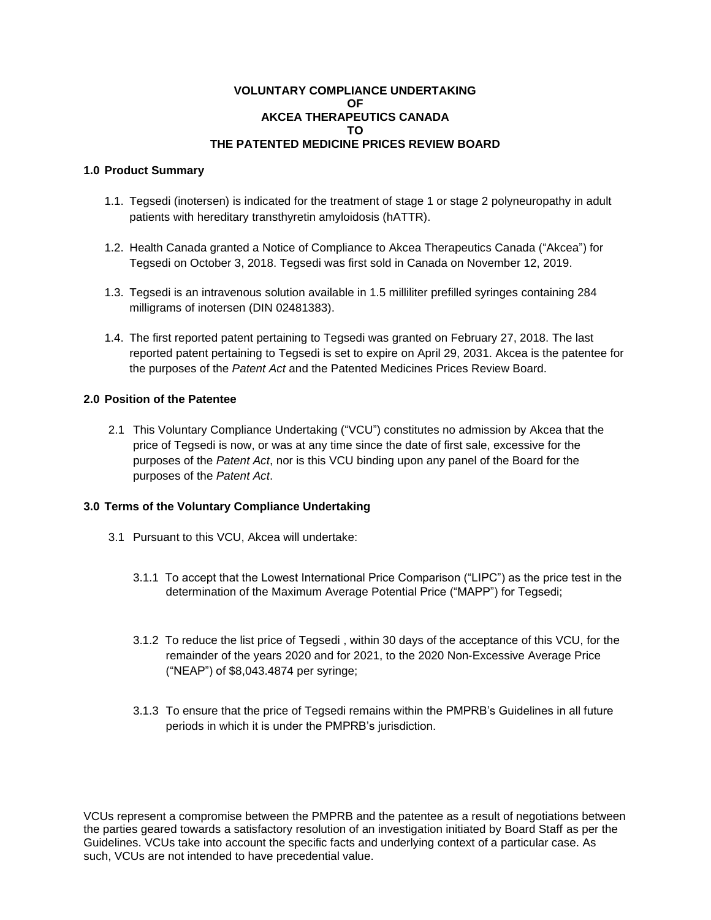**VOLUNTARY COMPLIANCE UNDERTAKING**
**OF**
**AKCEA THERAPEUTICS CANADA**
**TO**
**THE PATENTED MEDICINE PRICES REVIEW BOARD**

## 1.0 Product Summary

1.1. Tegsedi (inotersen) is indicated for the treatment of stage 1 or stage 2 polyneuropathy in adult patients with hereditary transthyretin amyloidosis (hATTR).

1.2. Health Canada granted a Notice of Compliance to Akcea Therapeutics Canada ("Akcea") for Tegsedi on October 3, 2018. Tegsedi was first sold in Canada on November 12, 2019.

1.3. Tegsedi is an intravenous solution available in 1.5 milliliter prefilled syringes containing 284 milligrams of inotersen (DIN 02481383).

1.4. The first reported patent pertaining to Tegsedi was granted on February 27, 2018. The last reported patent pertaining to Tegsedi is set to expire on April 29, 2031. Akcea is the patentee for the purposes of the *Patent Act* and the Patented Medicines Prices Review Board.

## 2.0 Position of the Patentee

2.1 This Voluntary Compliance Undertaking ("VCU") constitutes no admission by Akcea that the price of Tegsedi is now, or was at any time since the date of first sale, excessive for the purposes of the *Patent Act*, nor is this VCU binding upon any panel of the Board for the purposes of the *Patent Act*.

## 3.0 Terms of the Voluntary Compliance Undertaking

3.1 Pursuant to this VCU, Akcea will undertake:

3.1.1 To accept that the Lowest International Price Comparison ("LIPC") as the price test in the determination of the Maximum Average Potential Price ("MAPP") for Tegsedi;

3.1.2 To reduce the list price of Tegsedi , within 30 days of the acceptance of this VCU, for the remainder of the years 2020 and for 2021, to the 2020 Non-Excessive Average Price ("NEAP") of $8,043.4874 per syringe;

3.1.3 To ensure that the price of Tegsedi remains within the PMPRB's Guidelines in all future periods in which it is under the PMPRB's jurisdiction.

VCUs represent a compromise between the PMPRB and the patentee as a result of negotiations between the parties geared towards a satisfactory resolution of an investigation initiated by Board Staff as per the Guidelines. VCUs take into account the specific facts and underlying context of a particular case. As such, VCUs are not intended to have precedential value.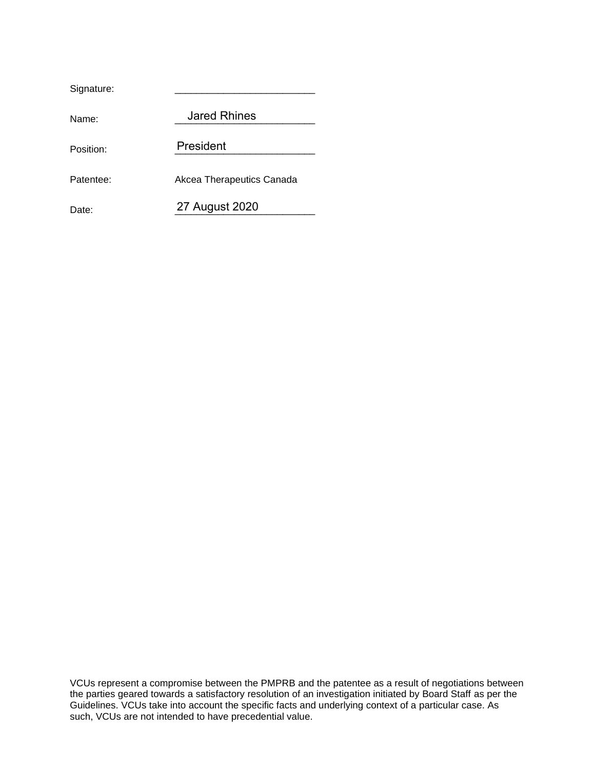Signature: ________________________

Name: Jared Rhines

Position: President

Patentee: Akcea Therapeutics Canada

Date: 27 August 2020

VCUs represent a compromise between the PMPRB and the patentee as a result of negotiations between the parties geared towards a satisfactory resolution of an investigation initiated by Board Staff as per the Guidelines. VCUs take into account the specific facts and underlying context of a particular case. As such, VCUs are not intended to have precedential value.